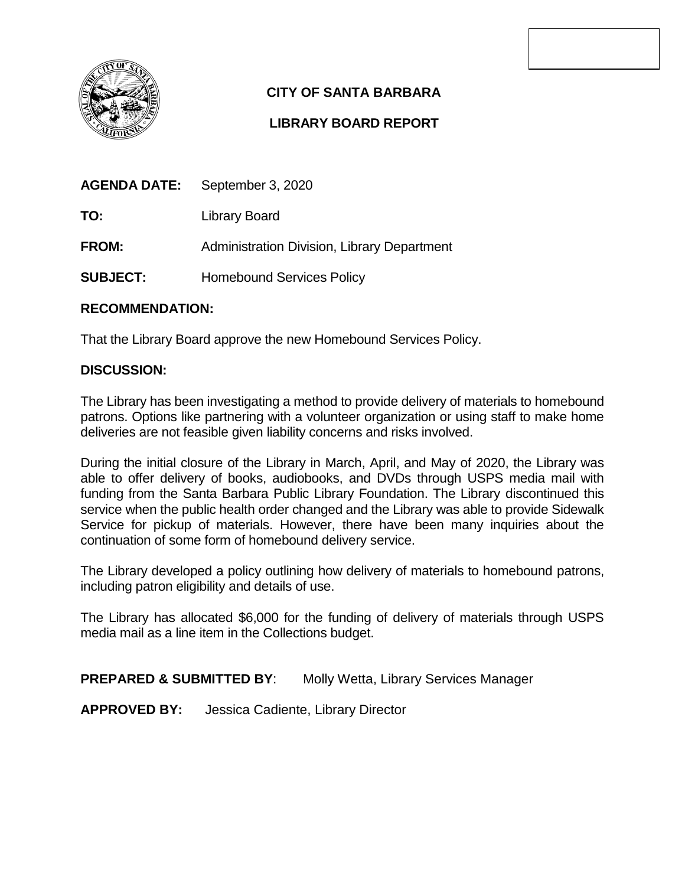# CITY OF SANTA BARBARA

## LIBRARY BOARD REPORT

**AGENDA DATE:** September 3, 2020

**TO:** Library Board

**FROM:** Administration Division, Library Department

**SUBJECT:** Homebound Services Policy

**RECOMMENDATION:**

That the Library Board approve the new Homebound Services Policy.

**DISCUSSION:**

The Library has been investigating a method to provide delivery of materials to homebound patrons. Options like partnering with a volunteer organization or using staff to make home deliveries are not feasible given liability concerns and risks involved.

During the initial closure of the Library in March, April, and May of 2020, the Library was able to offer delivery of books, audiobooks, and DVDs through USPS media mail with funding from the Santa Barbara Public Library Foundation. The Library discontinued this service when the public health order changed and the Library was able to provide Sidewalk Service for pickup of materials. However, there have been many inquiries about the continuation of some form of homebound delivery service.

The Library developed a policy outlining how delivery of materials to homebound patrons, including patron eligibility and details of use.

The Library has allocated $6,000 for the funding of delivery of materials through USPS media mail as a line item in the Collections budget.

**PREPARED & SUBMITTED BY**: Molly Wetta, Library Services Manager

**APPROVED BY:** Jessica Cadiente, Library Director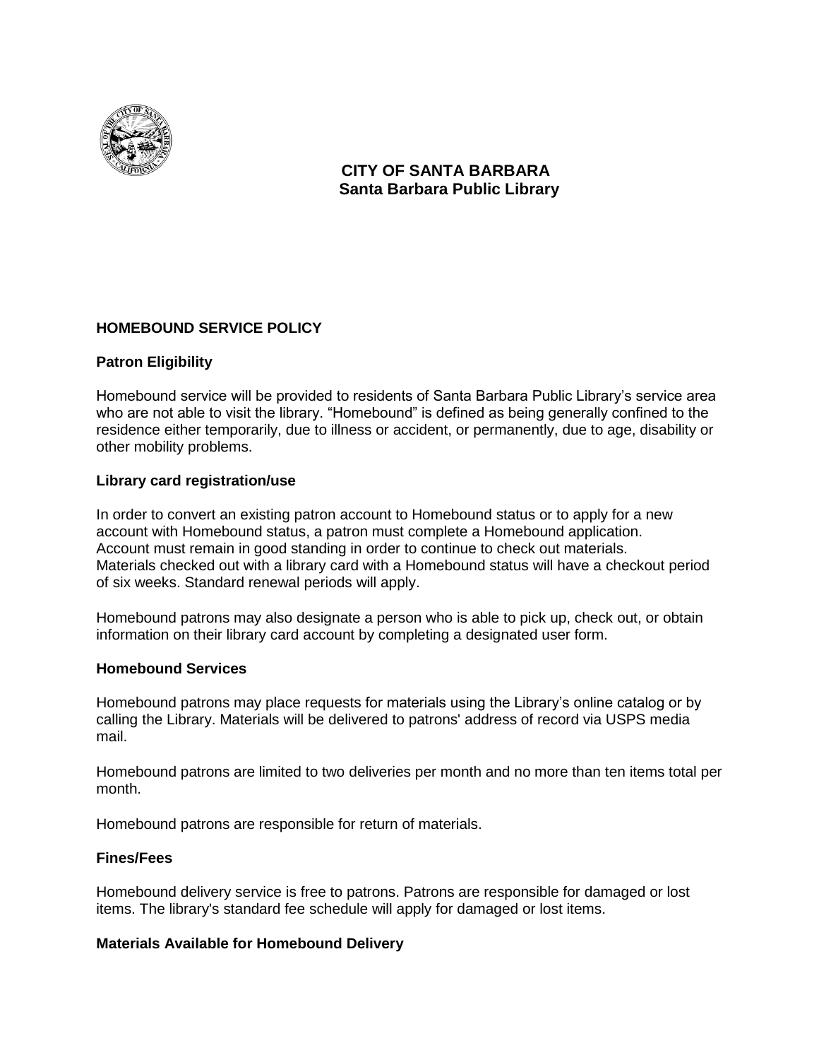**CITY OF SANTA BARBARA**
**Santa Barbara Public Library**

## HOMEBOUND SERVICE POLICY

### Patron Eligibility

Homebound service will be provided to residents of Santa Barbara Public Library's service area who are not able to visit the library. "Homebound" is defined as being generally confined to the residence either temporarily, due to illness or accident, or permanently, due to age, disability or other mobility problems.

### Library card registration/use

In order to convert an existing patron account to Homebound status or to apply for a new account with Homebound status, a patron must complete a Homebound application. Account must remain in good standing in order to continue to check out materials. Materials checked out with a library card with a Homebound status will have a checkout period of six weeks. Standard renewal periods will apply.

Homebound patrons may also designate a person who is able to pick up, check out, or obtain information on their library card account by completing a designated user form.

### Homebound Services

Homebound patrons may place requests for materials using the Library's online catalog or by calling the Library. Materials will be delivered to patrons' address of record via USPS media mail.

Homebound patrons are limited to two deliveries per month and no more than ten items total per month.

Homebound patrons are responsible for return of materials.

### Fines/Fees

Homebound delivery service is free to patrons. Patrons are responsible for damaged or lost items. The library's standard fee schedule will apply for damaged or lost items.

### Materials Available for Homebound Delivery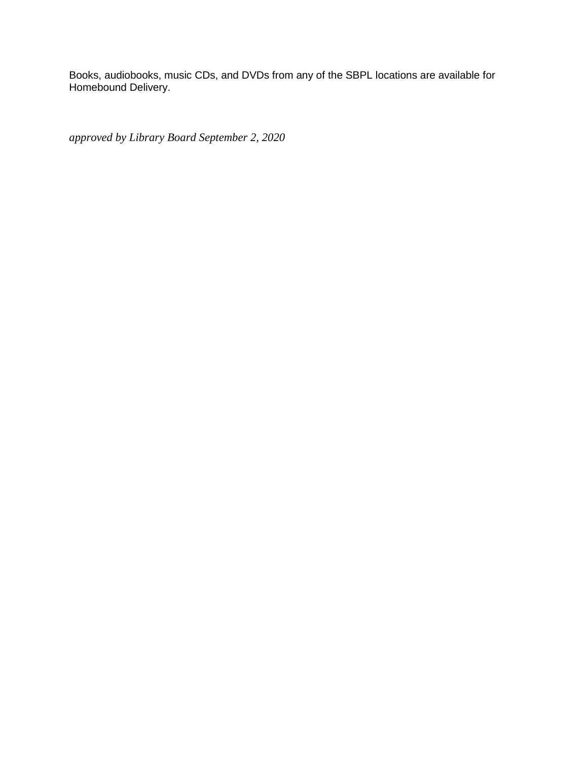Books, audiobooks, music CDs, and DVDs from any of the SBPL locations are available for Homebound Delivery.

*approved by Library Board September 2, 2020*